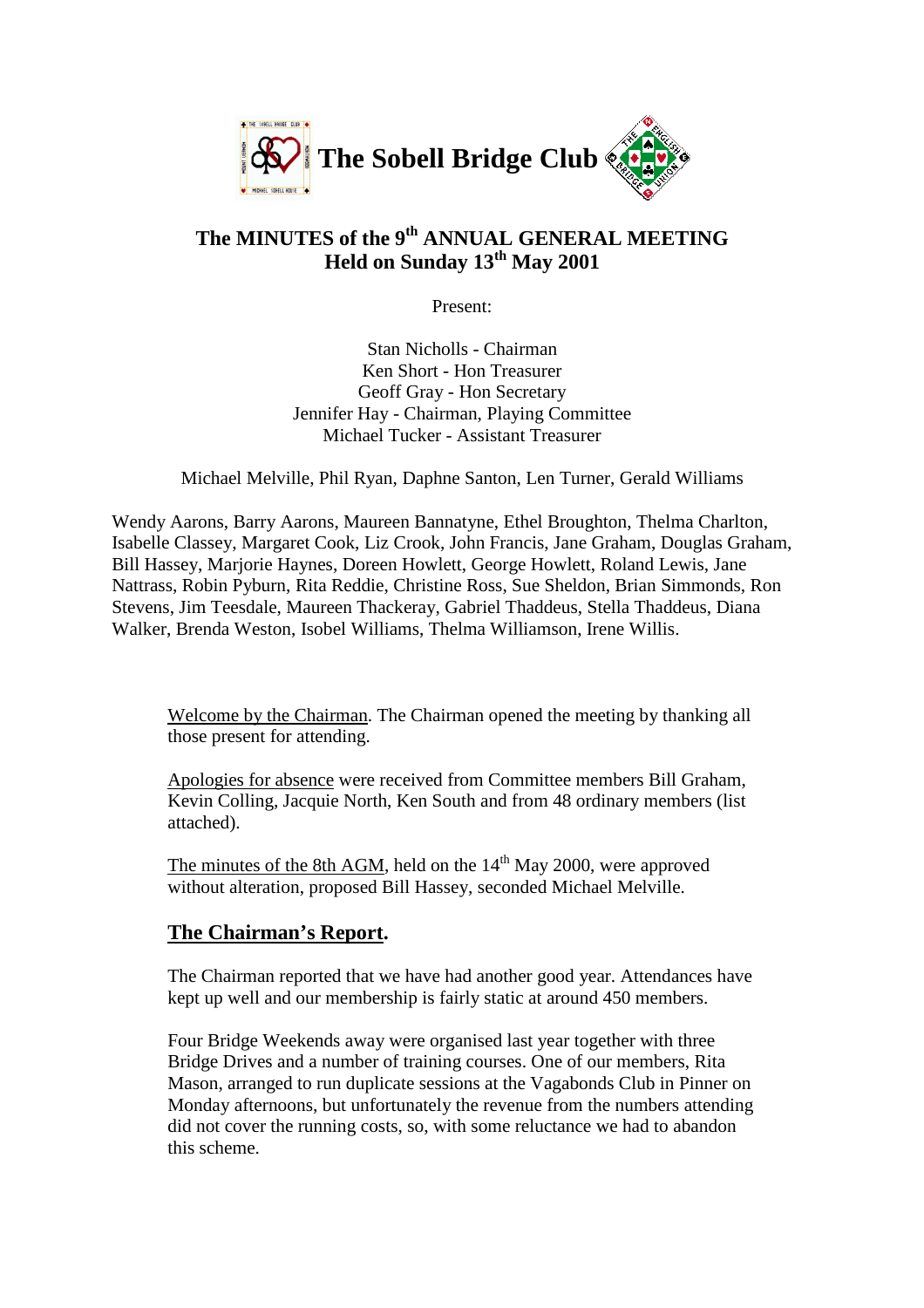# The Sobell Bridge Club

## The MINUTES of the 9th ANNUAL GENERAL MEETING
## Held on Sunday 13th May 2001

Present:

Stan Nicholls - Chairman
Ken Short - Hon Treasurer
Geoff Gray - Hon Secretary
Jennifer Hay - Chairman, Playing Committee
Michael Tucker - Assistant Treasurer

Michael Melville, Phil Ryan, Daphne Santon, Len Turner, Gerald Williams

Wendy Aarons, Barry Aarons, Maureen Bannatyne, Ethel Broughton, Thelma Charlton, Isabelle Classey, Margaret Cook, Liz Crook, John Francis, Jane Graham, Douglas Graham, Bill Hassey, Marjorie Haynes, Doreen Howlett, George Howlett, Roland Lewis, Jane Nattrass, Robin Pyburn, Rita Reddie, Christine Ross, Sue Sheldon, Brian Simmonds, Ron Stevens, Jim Teesdale, Maureen Thackeray, Gabriel Thaddeus, Stella Thaddeus, Diana Walker, Brenda Weston, Isobel Williams, Thelma Williamson, Irene Willis.

Welcome by the Chairman. The Chairman opened the meeting by thanking all those present for attending.

Apologies for absence were received from Committee members Bill Graham, Kevin Colling, Jacquie North, Ken South and from 48 ordinary members (list attached).

The minutes of the 8th AGM, held on the 14th May 2000, were approved without alteration, proposed Bill Hassey, seconded Michael Melville.

## The Chairman's Report.

The Chairman reported that we have had another good year. Attendances have kept up well and our membership is fairly static at around 450 members.

Four Bridge Weekends away were organised last year together with three Bridge Drives and a number of training courses. One of our members, Rita Mason, arranged to run duplicate sessions at the Vagabonds Club in Pinner on Monday afternoons, but unfortunately the revenue from the numbers attending did not cover the running costs, so, with some reluctance we had to abandon this scheme.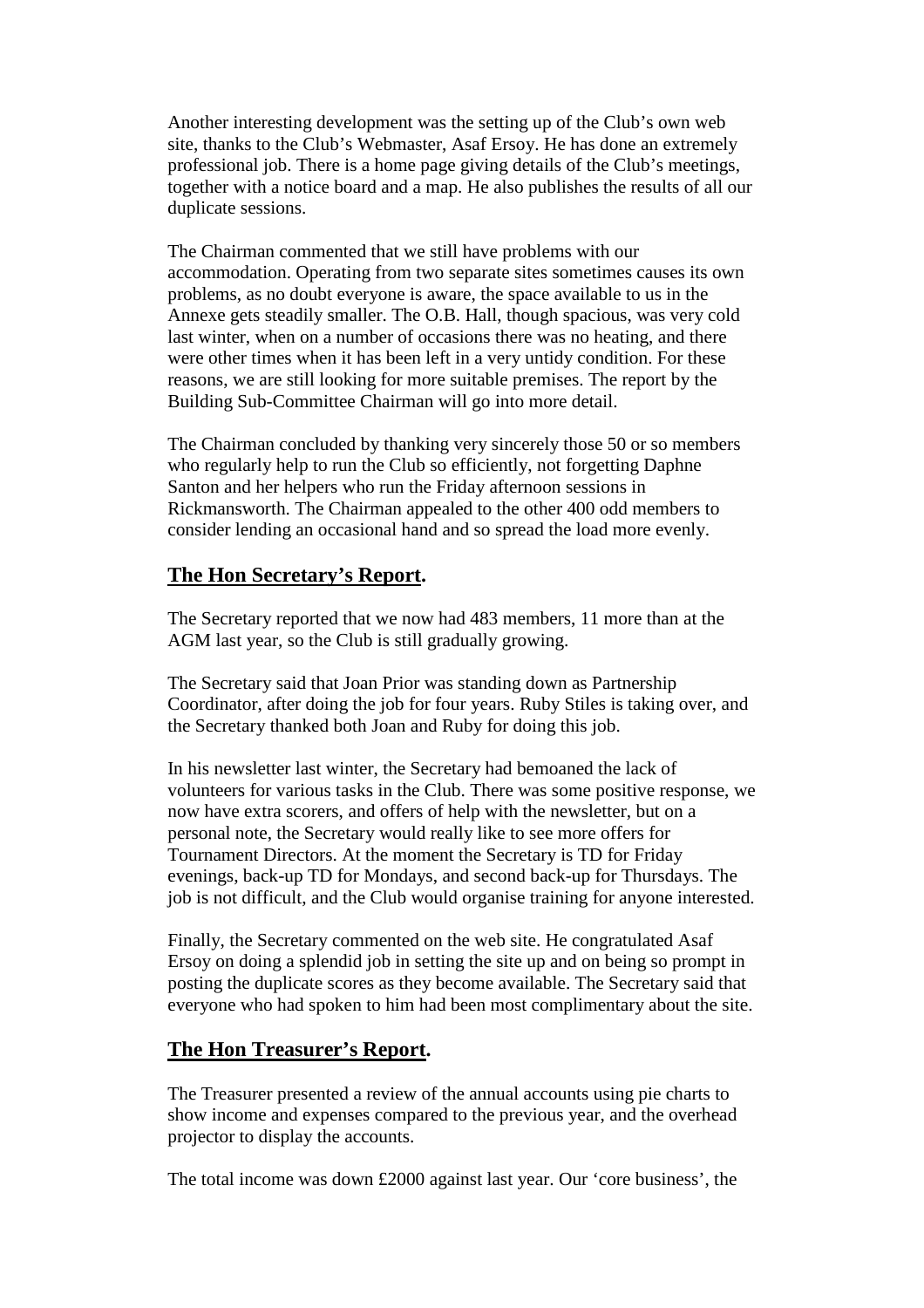Another interesting development was the setting up of the Club's own web site, thanks to the Club's Webmaster, Asaf Ersoy. He has done an extremely professional job. There is a home page giving details of the Club's meetings, together with a notice board and a map. He also publishes the results of all our duplicate sessions.

The Chairman commented that we still have problems with our accommodation. Operating from two separate sites sometimes causes its own problems, as no doubt everyone is aware, the space available to us in the Annexe gets steadily smaller. The O.B. Hall, though spacious, was very cold last winter, when on a number of occasions there was no heating, and there were other times when it has been left in a very untidy condition. For these reasons, we are still looking for more suitable premises. The report by the Building Sub-Committee Chairman will go into more detail.

The Chairman concluded by thanking very sincerely those 50 or so members who regularly help to run the Club so efficiently, not forgetting Daphne Santon and her helpers who run the Friday afternoon sessions in Rickmansworth. The Chairman appealed to the other 400 odd members to consider lending an occasional hand and so spread the load more evenly.

## **The Hon Secretary's Report.**

The Secretary reported that we now had 483 members, 11 more than at the AGM last year, so the Club is still gradually growing.

The Secretary said that Joan Prior was standing down as Partnership Coordinator, after doing the job for four years. Ruby Stiles is taking over, and the Secretary thanked both Joan and Ruby for doing this job.

In his newsletter last winter, the Secretary had bemoaned the lack of volunteers for various tasks in the Club. There was some positive response, we now have extra scorers, and offers of help with the newsletter, but on a personal note, the Secretary would really like to see more offers for Tournament Directors. At the moment the Secretary is TD for Friday evenings, back-up TD for Mondays, and second back-up for Thursdays. The job is not difficult, and the Club would organise training for anyone interested.

Finally, the Secretary commented on the web site. He congratulated Asaf Ersoy on doing a splendid job in setting the site up and on being so prompt in posting the duplicate scores as they become available. The Secretary said that everyone who had spoken to him had been most complimentary about the site.

## **The Hon Treasurer's Report.**

The Treasurer presented a review of the annual accounts using pie charts to show income and expenses compared to the previous year, and the overhead projector to display the accounts.

The total income was down £2000 against last year. Our 'core business', the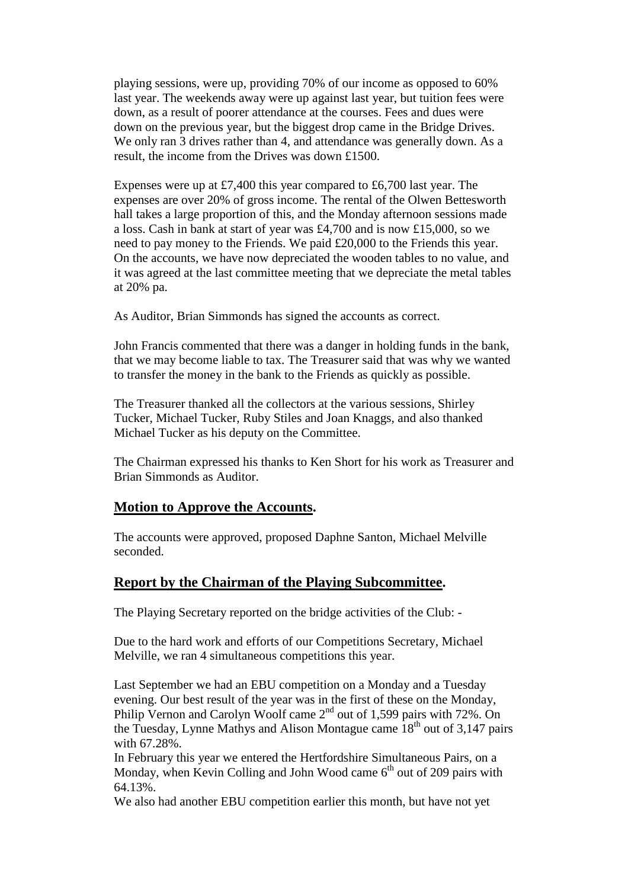playing sessions, were up, providing 70% of our income as opposed to 60% last year. The weekends away were up against last year, but tuition fees were down, as a result of poorer attendance at the courses. Fees and dues were down on the previous year, but the biggest drop came in the Bridge Drives. We only ran 3 drives rather than 4, and attendance was generally down. As a result, the income from the Drives was down £1500.

Expenses were up at £7,400 this year compared to £6,700 last year. The expenses are over 20% of gross income. The rental of the Olwen Bettesworth hall takes a large proportion of this, and the Monday afternoon sessions made a loss. Cash in bank at start of year was £4,700 and is now £15,000, so we need to pay money to the Friends. We paid £20,000 to the Friends this year. On the accounts, we have now depreciated the wooden tables to no value, and it was agreed at the last committee meeting that we depreciate the metal tables at 20% pa.

As Auditor, Brian Simmonds has signed the accounts as correct.

John Francis commented that there was a danger in holding funds in the bank, that we may become liable to tax. The Treasurer said that was why we wanted to transfer the money in the bank to the Friends as quickly as possible.

The Treasurer thanked all the collectors at the various sessions, Shirley Tucker, Michael Tucker, Ruby Stiles and Joan Knaggs, and also thanked Michael Tucker as his deputy on the Committee.

The Chairman expressed his thanks to Ken Short for his work as Treasurer and Brian Simmonds as Auditor.

## Motion to Approve the Accounts.

The accounts were approved, proposed Daphne Santon, Michael Melville seconded.

## Report by the Chairman of the Playing Subcommittee.

The Playing Secretary reported on the bridge activities of the Club: -

Due to the hard work and efforts of our Competitions Secretary, Michael Melville, we ran 4 simultaneous competitions this year.

Last September we had an EBU competition on a Monday and a Tuesday evening. Our best result of the year was in the first of these on the Monday, Philip Vernon and Carolyn Woolf came 2nd out of 1,599 pairs with 72%. On the Tuesday, Lynne Mathys and Alison Montague came 18th out of 3,147 pairs with 67.28%.
In February this year we entered the Hertfordshire Simultaneous Pairs, on a Monday, when Kevin Colling and John Wood came 6th out of 209 pairs with 64.13%.
We also had another EBU competition earlier this month, but have not yet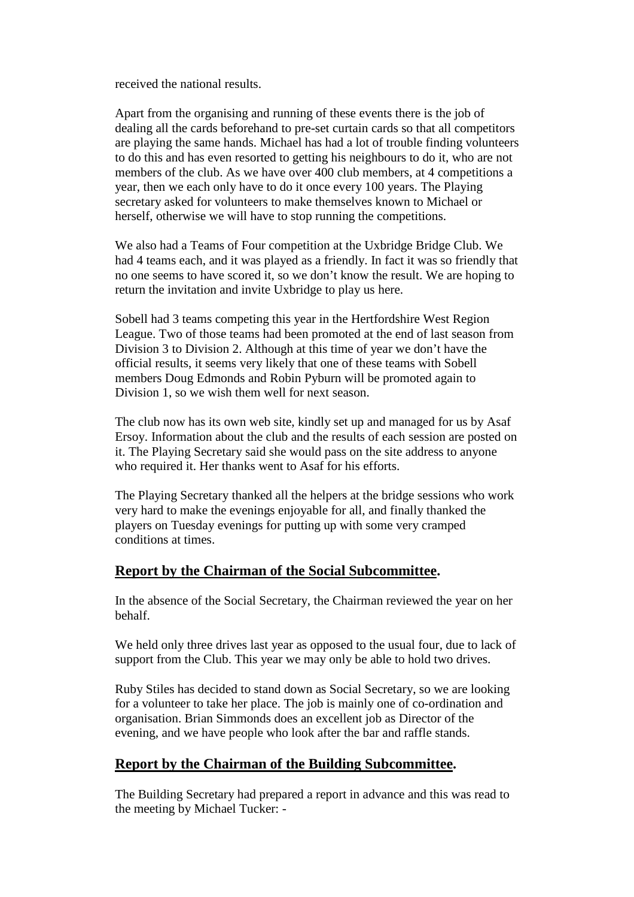received the national results.

Apart from the organising and running of these events there is the job of dealing all the cards beforehand to pre-set curtain cards so that all competitors are playing the same hands. Michael has had a lot of trouble finding volunteers to do this and has even resorted to getting his neighbours to do it, who are not members of the club. As we have over 400 club members, at 4 competitions a year, then we each only have to do it once every 100 years. The Playing secretary asked for volunteers to make themselves known to Michael or herself, otherwise we will have to stop running the competitions.

We also had a Teams of Four competition at the Uxbridge Bridge Club. We had 4 teams each, and it was played as a friendly. In fact it was so friendly that no one seems to have scored it, so we don't know the result. We are hoping to return the invitation and invite Uxbridge to play us here.

Sobell had 3 teams competing this year in the Hertfordshire West Region League. Two of those teams had been promoted at the end of last season from Division 3 to Division 2. Although at this time of year we don't have the official results, it seems very likely that one of these teams with Sobell members Doug Edmonds and Robin Pyburn will be promoted again to Division 1, so we wish them well for next season.

The club now has its own web site, kindly set up and managed for us by Asaf Ersoy. Information about the club and the results of each session are posted on it. The Playing Secretary said she would pass on the site address to anyone who required it. Her thanks went to Asaf for his efforts.

The Playing Secretary thanked all the helpers at the bridge sessions who work very hard to make the evenings enjoyable for all, and finally thanked the players on Tuesday evenings for putting up with some very cramped conditions at times.

## Report by the Chairman of the Social Subcommittee.

In the absence of the Social Secretary, the Chairman reviewed the year on her behalf.

We held only three drives last year as opposed to the usual four, due to lack of support from the Club. This year we may only be able to hold two drives.

Ruby Stiles has decided to stand down as Social Secretary, so we are looking for a volunteer to take her place. The job is mainly one of co-ordination and organisation. Brian Simmonds does an excellent job as Director of the evening, and we have people who look after the bar and raffle stands.

## Report by the Chairman of the Building Subcommittee.

The Building Secretary had prepared a report in advance and this was read to the meeting by Michael Tucker: -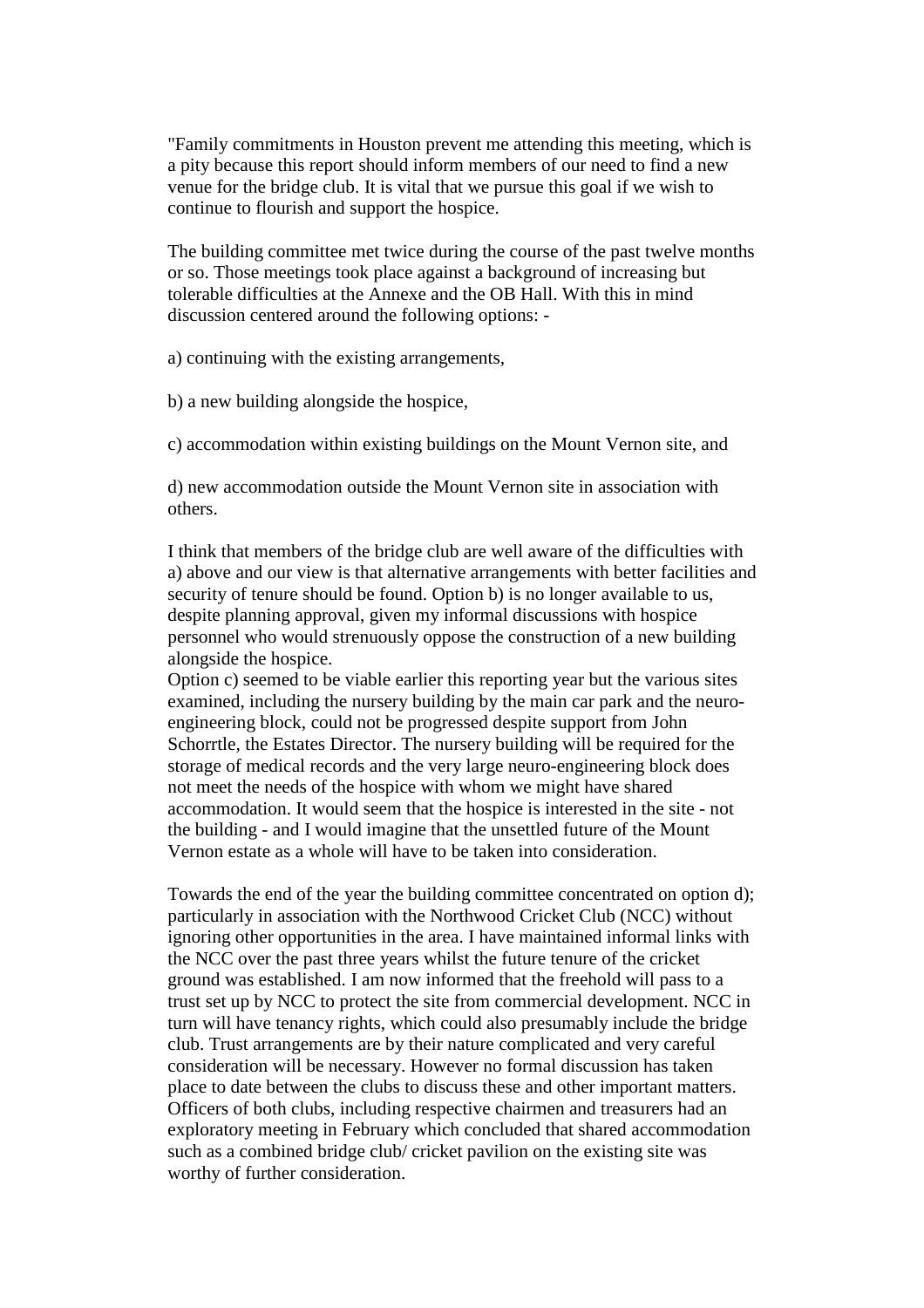"Family commitments in Houston prevent me attending this meeting, which is a pity because this report should inform members of our need to find a new venue for the bridge club. It is vital that we pursue this goal if we wish to continue to flourish and support the hospice.

The building committee met twice during the course of the past twelve months or so. Those meetings took place against a background of increasing but tolerable difficulties at the Annexe and the OB Hall. With this in mind discussion centered around the following options: -

a) continuing with the existing arrangements,

b) a new building alongside the hospice,

c) accommodation within existing buildings on the Mount Vernon site, and

d) new accommodation outside the Mount Vernon site in association with others.

I think that members of the bridge club are well aware of the difficulties with a) above and our view is that alternative arrangements with better facilities and security of tenure should be found. Option b) is no longer available to us, despite planning approval, given my informal discussions with hospice personnel who would strenuously oppose the construction of a new building alongside the hospice.
Option c) seemed to be viable earlier this reporting year but the various sites examined, including the nursery building by the main car park and the neuro-engineering block, could not be progressed despite support from John Schorrtle, the Estates Director. The nursery building will be required for the storage of medical records and the very large neuro-engineering block does not meet the needs of the hospice with whom we might have shared accommodation. It would seem that the hospice is interested in the site - not the building - and I would imagine that the unsettled future of the Mount Vernon estate as a whole will have to be taken into consideration.

Towards the end of the year the building committee concentrated on option d); particularly in association with the Northwood Cricket Club (NCC) without ignoring other opportunities in the area. I have maintained informal links with the NCC over the past three years whilst the future tenure of the cricket ground was established. I am now informed that the freehold will pass to a trust set up by NCC to protect the site from commercial development. NCC in turn will have tenancy rights, which could also presumably include the bridge club. Trust arrangements are by their nature complicated and very careful consideration will be necessary. However no formal discussion has taken place to date between the clubs to discuss these and other important matters. Officers of both clubs, including respective chairmen and treasurers had an exploratory meeting in February which concluded that shared accommodation such as a combined bridge club/ cricket pavilion on the existing site was worthy of further consideration.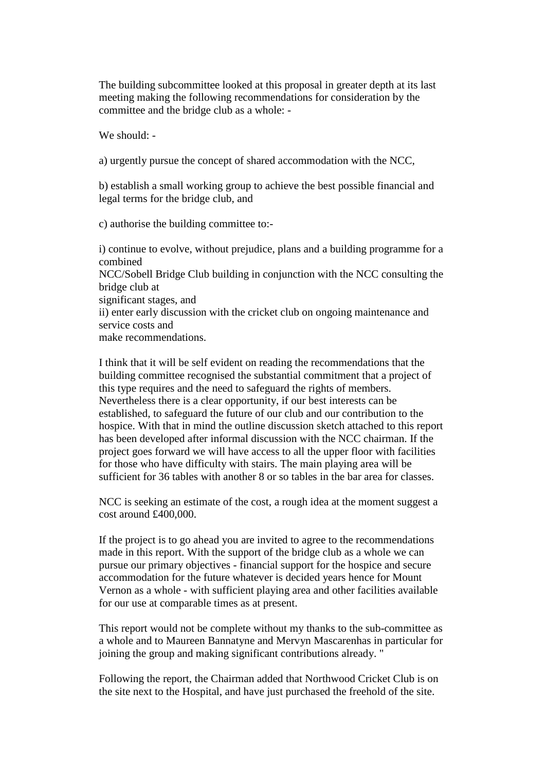The building subcommittee looked at this proposal in greater depth at its last meeting making the following recommendations for consideration by the committee and the bridge club as a whole: -

We should: -

a) urgently pursue the concept of shared accommodation with the NCC,

b) establish a small working group to achieve the best possible financial and legal terms for the bridge club, and

c) authorise the building committee to:-

i) continue to evolve, without prejudice, plans and a building programme for a combined
NCC/Sobell Bridge Club building in conjunction with the NCC consulting the bridge club at
significant stages, and
ii) enter early discussion with the cricket club on ongoing maintenance and service costs and
make recommendations.

I think that it will be self evident on reading the recommendations that the building committee recognised the substantial commitment that a project of this type requires and the need to safeguard the rights of members. Nevertheless there is a clear opportunity, if our best interests can be established, to safeguard the future of our club and our contribution to the hospice. With that in mind the outline discussion sketch attached to this report has been developed after informal discussion with the NCC chairman. If the project goes forward we will have access to all the upper floor with facilities for those who have difficulty with stairs. The main playing area will be sufficient for 36 tables with another 8 or so tables in the bar area for classes.

NCC is seeking an estimate of the cost, a rough idea at the moment suggest a cost around £400,000.

If the project is to go ahead you are invited to agree to the recommendations made in this report. With the support of the bridge club as a whole we can pursue our primary objectives - financial support for the hospice and secure accommodation for the future whatever is decided years hence for Mount Vernon as a whole - with sufficient playing area and other facilities available for our use at comparable times as at present.

This report would not be complete without my thanks to the sub-committee as a whole and to Maureen Bannatyne and Mervyn Mascarenhas in particular for joining the group and making significant contributions already. "

Following the report, the Chairman added that Northwood Cricket Club is on the site next to the Hospital, and have just purchased the freehold of the site.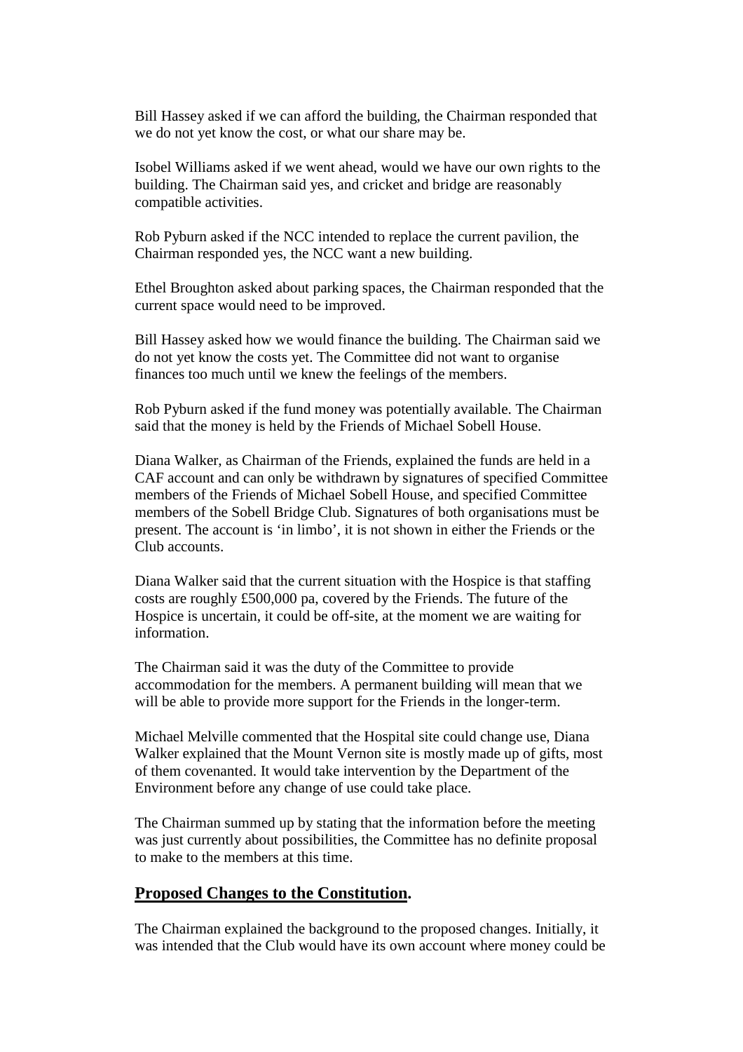Bill Hassey asked if we can afford the building, the Chairman responded that we do not yet know the cost, or what our share may be.

Isobel Williams asked if we went ahead, would we have our own rights to the building. The Chairman said yes, and cricket and bridge are reasonably compatible activities.

Rob Pyburn asked if the NCC intended to replace the current pavilion, the Chairman responded yes, the NCC want a new building.

Ethel Broughton asked about parking spaces, the Chairman responded that the current space would need to be improved.

Bill Hassey asked how we would finance the building. The Chairman said we do not yet know the costs yet. The Committee did not want to organise finances too much until we knew the feelings of the members.

Rob Pyburn asked if the fund money was potentially available. The Chairman said that the money is held by the Friends of Michael Sobell House.

Diana Walker, as Chairman of the Friends, explained the funds are held in a CAF account and can only be withdrawn by signatures of specified Committee members of the Friends of Michael Sobell House, and specified Committee members of the Sobell Bridge Club. Signatures of both organisations must be present. The account is 'in limbo', it is not shown in either the Friends or the Club accounts.

Diana Walker said that the current situation with the Hospice is that staffing costs are roughly £500,000 pa, covered by the Friends. The future of the Hospice is uncertain, it could be off-site, at the moment we are waiting for information.

The Chairman said it was the duty of the Committee to provide accommodation for the members. A permanent building will mean that we will be able to provide more support for the Friends in the longer-term.

Michael Melville commented that the Hospital site could change use, Diana Walker explained that the Mount Vernon site is mostly made up of gifts, most of them covenanted. It would take intervention by the Department of the Environment before any change of use could take place.

The Chairman summed up by stating that the information before the meeting was just currently about possibilities, the Committee has no definite proposal to make to the members at this time.

## Proposed Changes to the Constitution.

The Chairman explained the background to the proposed changes. Initially, it was intended that the Club would have its own account where money could be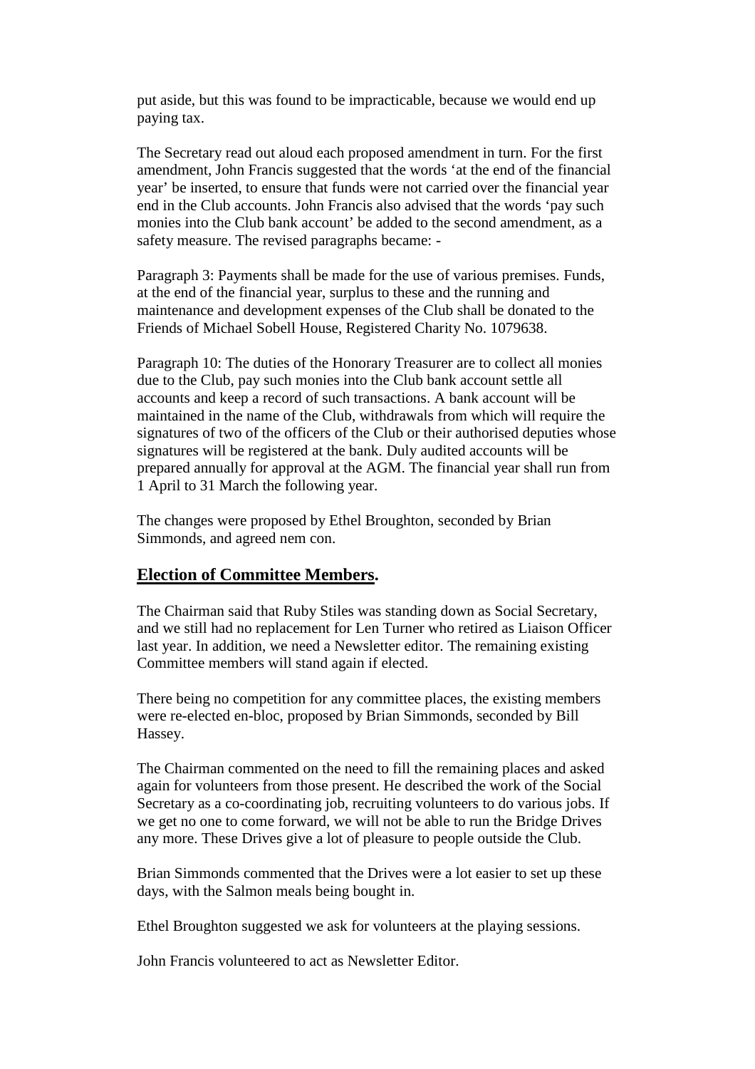put aside, but this was found to be impracticable, because we would end up paying tax.

The Secretary read out aloud each proposed amendment in turn. For the first amendment, John Francis suggested that the words 'at the end of the financial year' be inserted, to ensure that funds were not carried over the financial year end in the Club accounts. John Francis also advised that the words 'pay such monies into the Club bank account' be added to the second amendment, as a safety measure. The revised paragraphs became: -

Paragraph 3: Payments shall be made for the use of various premises. Funds, at the end of the financial year, surplus to these and the running and maintenance and development expenses of the Club shall be donated to the Friends of Michael Sobell House, Registered Charity No. 1079638.

Paragraph 10: The duties of the Honorary Treasurer are to collect all monies due to the Club, pay such monies into the Club bank account settle all accounts and keep a record of such transactions. A bank account will be maintained in the name of the Club, withdrawals from which will require the signatures of two of the officers of the Club or their authorised deputies whose signatures will be registered at the bank. Duly audited accounts will be prepared annually for approval at the AGM. The financial year shall run from 1 April to 31 March the following year.

The changes were proposed by Ethel Broughton, seconded by Brian Simmonds, and agreed nem con.

## **Election of Committee Members.**

The Chairman said that Ruby Stiles was standing down as Social Secretary, and we still had no replacement for Len Turner who retired as Liaison Officer last year. In addition, we need a Newsletter editor. The remaining existing Committee members will stand again if elected.

There being no competition for any committee places, the existing members were re-elected en-bloc, proposed by Brian Simmonds, seconded by Bill Hassey.

The Chairman commented on the need to fill the remaining places and asked again for volunteers from those present. He described the work of the Social Secretary as a co-coordinating job, recruiting volunteers to do various jobs. If we get no one to come forward, we will not be able to run the Bridge Drives any more. These Drives give a lot of pleasure to people outside the Club.

Brian Simmonds commented that the Drives were a lot easier to set up these days, with the Salmon meals being bought in.

Ethel Broughton suggested we ask for volunteers at the playing sessions.

John Francis volunteered to act as Newsletter Editor.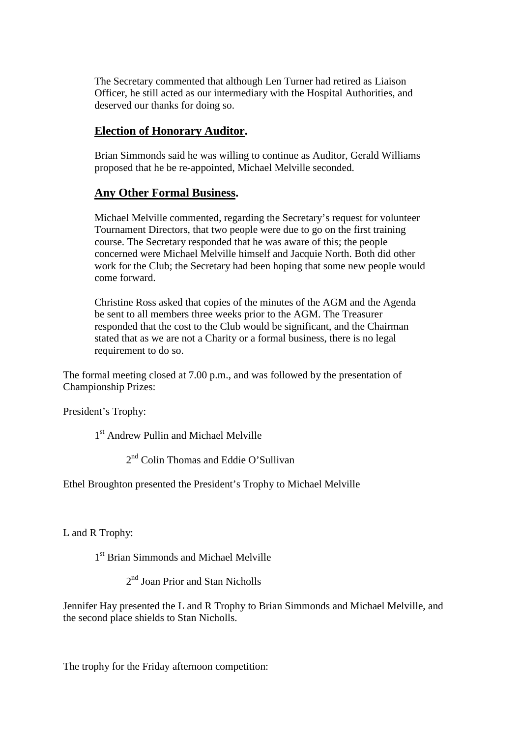The Secretary commented that although Len Turner had retired as Liaison Officer, he still acted as our intermediary with the Hospital Authorities, and deserved our thanks for doing so.

## **Election of Honorary Auditor.**

Brian Simmonds said he was willing to continue as Auditor, Gerald Williams proposed that he be re-appointed, Michael Melville seconded.

## **Any Other Formal Business.**

Michael Melville commented, regarding the Secretary's request for volunteer Tournament Directors, that two people were due to go on the first training course. The Secretary responded that he was aware of this; the people concerned were Michael Melville himself and Jacquie North. Both did other work for the Club; the Secretary had been hoping that some new people would come forward.

Christine Ross asked that copies of the minutes of the AGM and the Agenda be sent to all members three weeks prior to the AGM. The Treasurer responded that the cost to the Club would be significant, and the Chairman stated that as we are not a Charity or a formal business, there is no legal requirement to do so.

The formal meeting closed at 7.00 p.m., and was followed by the presentation of Championship Prizes:

President's Trophy:

1st Andrew Pullin and Michael Melville

2nd Colin Thomas and Eddie O'Sullivan

Ethel Broughton presented the President's Trophy to Michael Melville

L and R Trophy:

1st Brian Simmonds and Michael Melville

2nd Joan Prior and Stan Nicholls

Jennifer Hay presented the L and R Trophy to Brian Simmonds and Michael Melville, and the second place shields to Stan Nicholls.

The trophy for the Friday afternoon competition: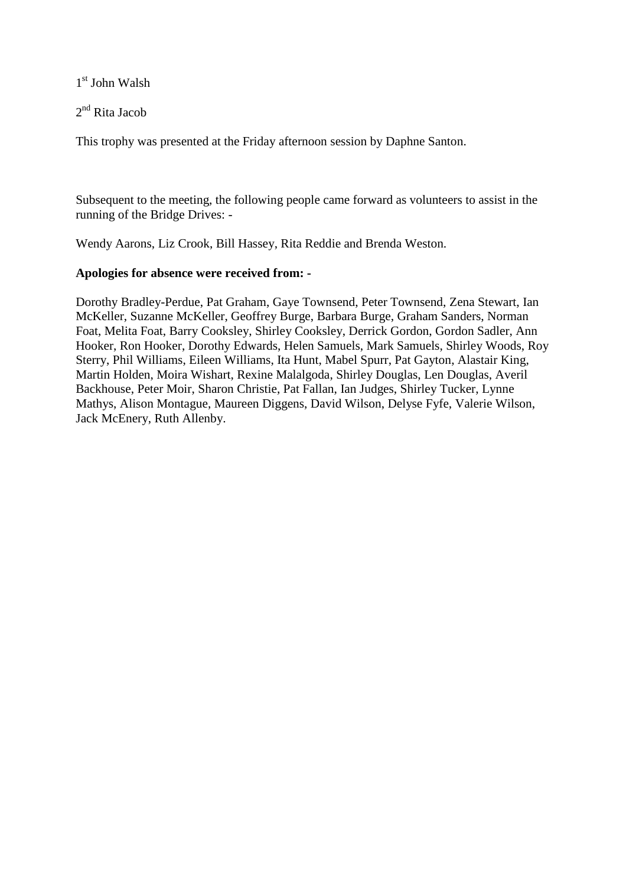1st John Walsh

2nd Rita Jacob

This trophy was presented at the Friday afternoon session by Daphne Santon.

Subsequent to the meeting, the following people came forward as volunteers to assist in the running of the Bridge Drives: -

Wendy Aarons, Liz Crook, Bill Hassey, Rita Reddie and Brenda Weston.

**Apologies for absence were received from: -**

Dorothy Bradley-Perdue, Pat Graham, Gaye Townsend, Peter Townsend, Zena Stewart, Ian McKeller, Suzanne McKeller, Geoffrey Burge, Barbara Burge, Graham Sanders, Norman Foat, Melita Foat, Barry Cooksley, Shirley Cooksley, Derrick Gordon, Gordon Sadler, Ann Hooker, Ron Hooker, Dorothy Edwards, Helen Samuels, Mark Samuels, Shirley Woods, Roy Sterry, Phil Williams, Eileen Williams, Ita Hunt, Mabel Spurr, Pat Gayton, Alastair King, Martin Holden, Moira Wishart, Rexine Malalgoda, Shirley Douglas, Len Douglas, Averil Backhouse, Peter Moir, Sharon Christie, Pat Fallan, Ian Judges, Shirley Tucker, Lynne Mathys, Alison Montague, Maureen Diggens, David Wilson, Delyse Fyfe, Valerie Wilson, Jack McEnery, Ruth Allenby.